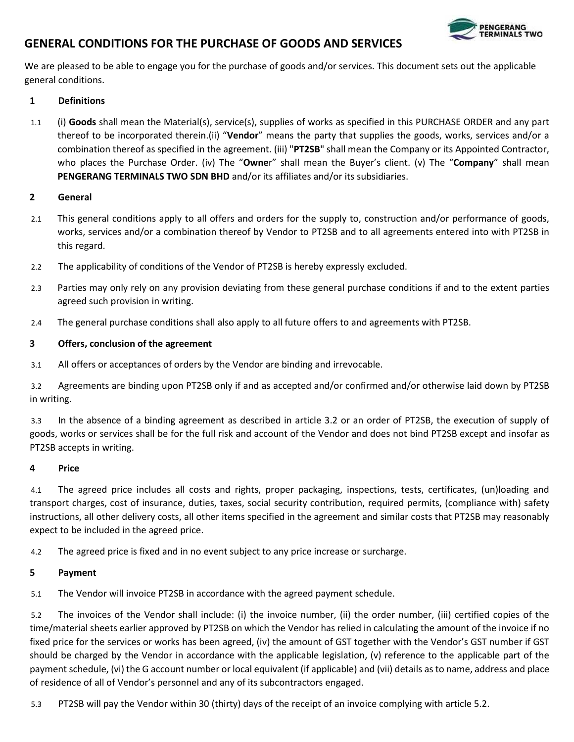# GENERAL CONDITIONS FOR THE PURCHASE OF GOODS AND SERVICES

We are pleased to be able to engage you for the purchase of goods and/or services. This document sets out the applicable general conditions.

## 1 Definitions

1.1 (i) **Goods** shall mean the Material(s), service(s), supplies of works as specified in this PURCHASE ORDER and any part thereof to be incorporated therein.(ii) "**Vendor**" means the party that supplies the goods, works, services and/or a combination thereof as specified in the agreement. (iii) "**PT2SB**" shall mean the Company or its Appointed Contractor, who places the Purchase Order. (iv) The "**Owne**r" shall mean the Buyer's client. (v) The "**Company**" shall mean **PENGERANG TERMINALS TWO SDN BHD** and/or its affiliates and/or its subsidiaries.

## 2 General

2.1 This general conditions apply to all offers and orders for the supply to, construction and/or performance of goods, works, services and/or a combination thereof by Vendor to PT2SB and to all agreements entered into with PT2SB in this regard.

2.2 The applicability of conditions of the Vendor of PT2SB is hereby expressly excluded.

2.3 Parties may only rely on any provision deviating from these general purchase conditions if and to the extent parties agreed such provision in writing.

2.4 The general purchase conditions shall also apply to all future offers to and agreements with PT2SB.

## 3 Offers, conclusion of the agreement

3.1 All offers or acceptances of orders by the Vendor are binding and irrevocable.

3.2 Agreements are binding upon PT2SB only if and as accepted and/or confirmed and/or otherwise laid down by PT2SB in writing.

3.3 In the absence of a binding agreement as described in article 3.2 or an order of PT2SB, the execution of supply of goods, works or services shall be for the full risk and account of the Vendor and does not bind PT2SB except and insofar as PT2SB accepts in writing.

## 4 Price

4.1 The agreed price includes all costs and rights, proper packaging, inspections, tests, certificates, (un)loading and transport charges, cost of insurance, duties, taxes, social security contribution, required permits, (compliance with) safety instructions, all other delivery costs, all other items specified in the agreement and similar costs that PT2SB may reasonably expect to be included in the agreed price.

4.2 The agreed price is fixed and in no event subject to any price increase or surcharge.

## 5 Payment

5.1 The Vendor will invoice PT2SB in accordance with the agreed payment schedule.

5.2 The invoices of the Vendor shall include: (i) the invoice number, (ii) the order number, (iii) certified copies of the time/material sheets earlier approved by PT2SB on which the Vendor has relied in calculating the amount of the invoice if no fixed price for the services or works has been agreed, (iv) the amount of GST together with the Vendor's GST number if GST should be charged by the Vendor in accordance with the applicable legislation, (v) reference to the applicable part of the payment schedule, (vi) the G account number or local equivalent (if applicable) and (vii) details as to name, address and place of residence of all of Vendor's personnel and any of its subcontractors engaged.

5.3 PT2SB will pay the Vendor within 30 (thirty) days of the receipt of an invoice complying with article 5.2.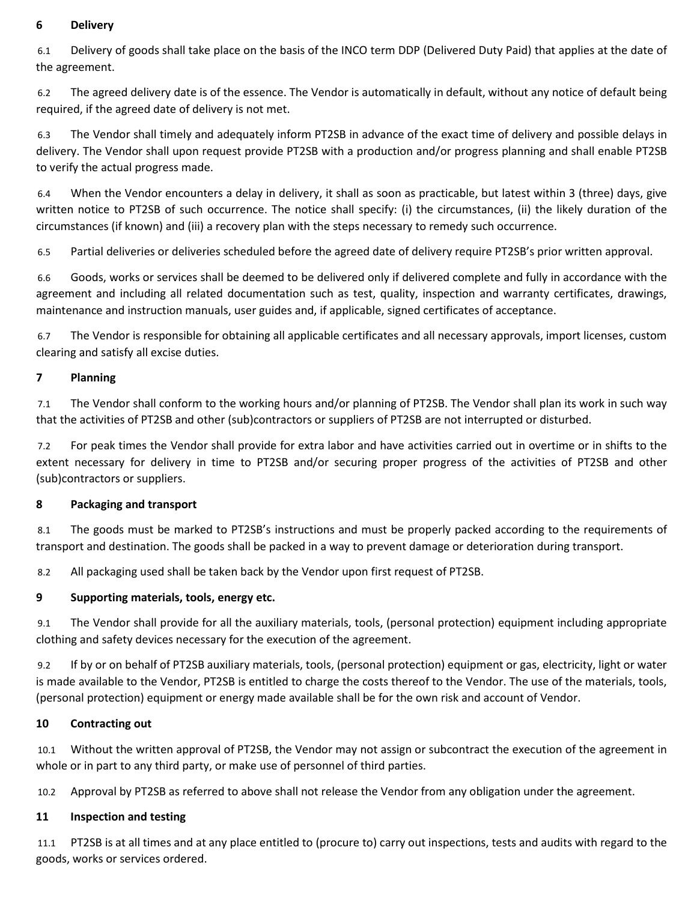## 6 Delivery

6.1 Delivery of goods shall take place on the basis of the INCO term DDP (Delivered Duty Paid) that applies at the date of the agreement.

6.2 The agreed delivery date is of the essence. The Vendor is automatically in default, without any notice of default being required, if the agreed date of delivery is not met.

6.3 The Vendor shall timely and adequately inform PT2SB in advance of the exact time of delivery and possible delays in delivery. The Vendor shall upon request provide PT2SB with a production and/or progress planning and shall enable PT2SB to verify the actual progress made.

6.4 When the Vendor encounters a delay in delivery, it shall as soon as practicable, but latest within 3 (three) days, give written notice to PT2SB of such occurrence. The notice shall specify: (i) the circumstances, (ii) the likely duration of the circumstances (if known) and (iii) a recovery plan with the steps necessary to remedy such occurrence.

6.5 Partial deliveries or deliveries scheduled before the agreed date of delivery require PT2SB's prior written approval.

6.6 Goods, works or services shall be deemed to be delivered only if delivered complete and fully in accordance with the agreement and including all related documentation such as test, quality, inspection and warranty certificates, drawings, maintenance and instruction manuals, user guides and, if applicable, signed certificates of acceptance.

6.7 The Vendor is responsible for obtaining all applicable certificates and all necessary approvals, import licenses, custom clearing and satisfy all excise duties.

## 7 Planning

7.1 The Vendor shall conform to the working hours and/or planning of PT2SB. The Vendor shall plan its work in such way that the activities of PT2SB and other (sub)contractors or suppliers of PT2SB are not interrupted or disturbed.

7.2 For peak times the Vendor shall provide for extra labor and have activities carried out in overtime or in shifts to the extent necessary for delivery in time to PT2SB and/or securing proper progress of the activities of PT2SB and other (sub)contractors or suppliers.

## 8 Packaging and transport

8.1 The goods must be marked to PT2SB's instructions and must be properly packed according to the requirements of transport and destination. The goods shall be packed in a way to prevent damage or deterioration during transport.

8.2 All packaging used shall be taken back by the Vendor upon first request of PT2SB.

## 9 Supporting materials, tools, energy etc.

9.1 The Vendor shall provide for all the auxiliary materials, tools, (personal protection) equipment including appropriate clothing and safety devices necessary for the execution of the agreement.

9.2 If by or on behalf of PT2SB auxiliary materials, tools, (personal protection) equipment or gas, electricity, light or water is made available to the Vendor, PT2SB is entitled to charge the costs thereof to the Vendor. The use of the materials, tools, (personal protection) equipment or energy made available shall be for the own risk and account of Vendor.

## 10 Contracting out

10.1 Without the written approval of PT2SB, the Vendor may not assign or subcontract the execution of the agreement in whole or in part to any third party, or make use of personnel of third parties.

10.2 Approval by PT2SB as referred to above shall not release the Vendor from any obligation under the agreement.

## 11 Inspection and testing

11.1 PT2SB is at all times and at any place entitled to (procure to) carry out inspections, tests and audits with regard to the goods, works or services ordered.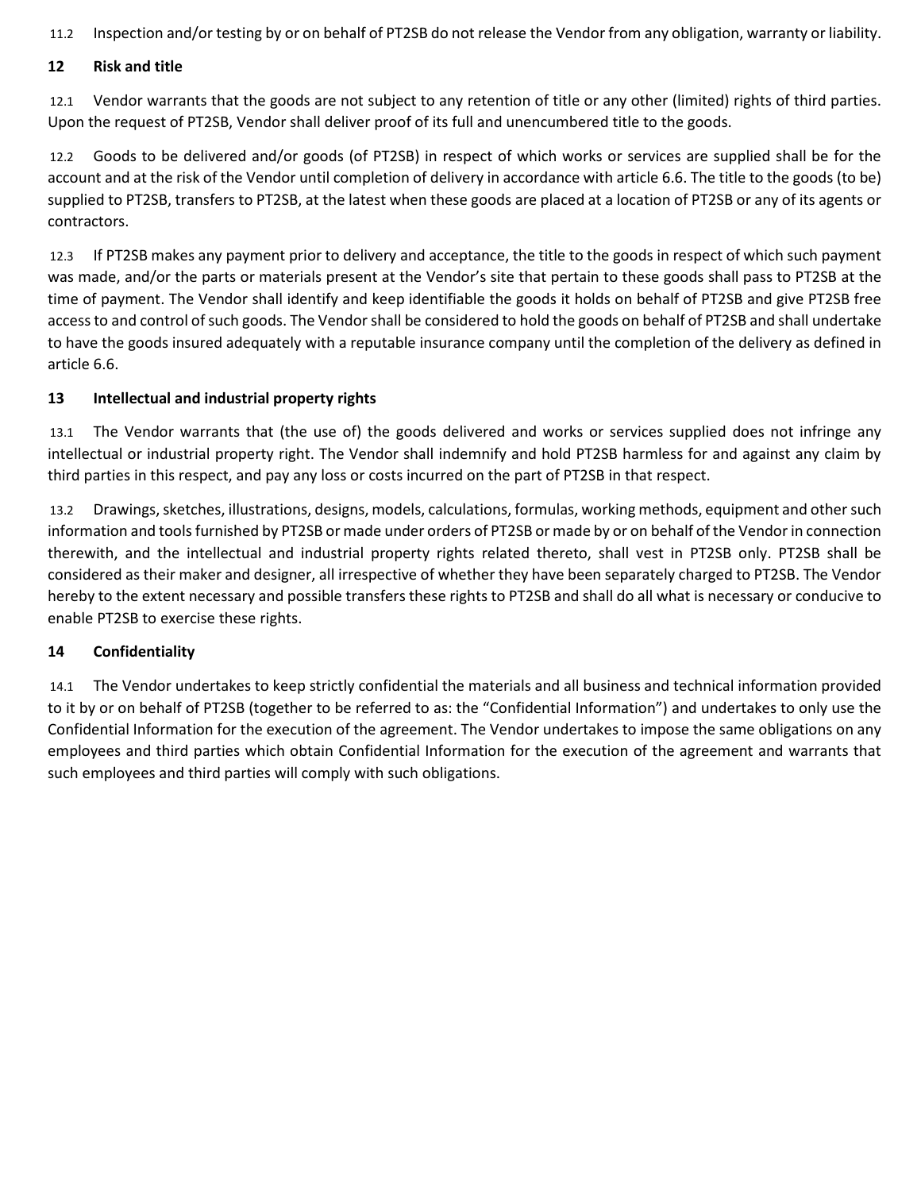11.2 Inspection and/or testing by or on behalf of PT2SB do not release the Vendor from any obligation, warranty or liability.

## 12 Risk and title

12.1 Vendor warrants that the goods are not subject to any retention of title or any other (limited) rights of third parties. Upon the request of PT2SB, Vendor shall deliver proof of its full and unencumbered title to the goods.

12.2 Goods to be delivered and/or goods (of PT2SB) in respect of which works or services are supplied shall be for the account and at the risk of the Vendor until completion of delivery in accordance with article 6.6. The title to the goods (to be) supplied to PT2SB, transfers to PT2SB, at the latest when these goods are placed at a location of PT2SB or any of its agents or contractors.

12.3 If PT2SB makes any payment prior to delivery and acceptance, the title to the goods in respect of which such payment was made, and/or the parts or materials present at the Vendor's site that pertain to these goods shall pass to PT2SB at the time of payment. The Vendor shall identify and keep identifiable the goods it holds on behalf of PT2SB and give PT2SB free access to and control of such goods. The Vendor shall be considered to hold the goods on behalf of PT2SB and shall undertake to have the goods insured adequately with a reputable insurance company until the completion of the delivery as defined in article 6.6.

## 13 Intellectual and industrial property rights

13.1 The Vendor warrants that (the use of) the goods delivered and works or services supplied does not infringe any intellectual or industrial property right. The Vendor shall indemnify and hold PT2SB harmless for and against any claim by third parties in this respect, and pay any loss or costs incurred on the part of PT2SB in that respect.

13.2 Drawings, sketches, illustrations, designs, models, calculations, formulas, working methods, equipment and other such information and tools furnished by PT2SB or made under orders of PT2SB or made by or on behalf of the Vendor in connection therewith, and the intellectual and industrial property rights related thereto, shall vest in PT2SB only. PT2SB shall be considered as their maker and designer, all irrespective of whether they have been separately charged to PT2SB. The Vendor hereby to the extent necessary and possible transfers these rights to PT2SB and shall do all what is necessary or conducive to enable PT2SB to exercise these rights.

## 14 Confidentiality

14.1 The Vendor undertakes to keep strictly confidential the materials and all business and technical information provided to it by or on behalf of PT2SB (together to be referred to as: the "Confidential Information") and undertakes to only use the Confidential Information for the execution of the agreement. The Vendor undertakes to impose the same obligations on any employees and third parties which obtain Confidential Information for the execution of the agreement and warrants that such employees and third parties will comply with such obligations.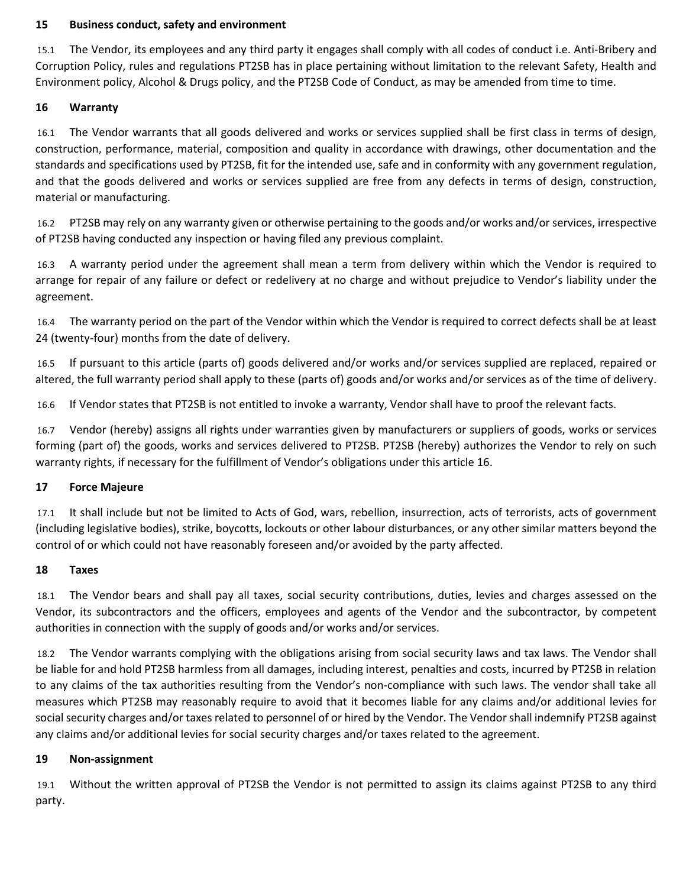## 15 Business conduct, safety and environment

15.1 The Vendor, its employees and any third party it engages shall comply with all codes of conduct i.e. Anti-Bribery and Corruption Policy, rules and regulations PT2SB has in place pertaining without limitation to the relevant Safety, Health and Environment policy, Alcohol & Drugs policy, and the PT2SB Code of Conduct, as may be amended from time to time.

## 16 Warranty

16.1 The Vendor warrants that all goods delivered and works or services supplied shall be first class in terms of design, construction, performance, material, composition and quality in accordance with drawings, other documentation and the standards and specifications used by PT2SB, fit for the intended use, safe and in conformity with any government regulation, and that the goods delivered and works or services supplied are free from any defects in terms of design, construction, material or manufacturing.

16.2 PT2SB may rely on any warranty given or otherwise pertaining to the goods and/or works and/or services, irrespective of PT2SB having conducted any inspection or having filed any previous complaint.

16.3 A warranty period under the agreement shall mean a term from delivery within which the Vendor is required to arrange for repair of any failure or defect or redelivery at no charge and without prejudice to Vendor's liability under the agreement.

16.4 The warranty period on the part of the Vendor within which the Vendor is required to correct defects shall be at least 24 (twenty-four) months from the date of delivery.

16.5 If pursuant to this article (parts of) goods delivered and/or works and/or services supplied are replaced, repaired or altered, the full warranty period shall apply to these (parts of) goods and/or works and/or services as of the time of delivery.

16.6 If Vendor states that PT2SB is not entitled to invoke a warranty, Vendor shall have to proof the relevant facts.

16.7 Vendor (hereby) assigns all rights under warranties given by manufacturers or suppliers of goods, works or services forming (part of) the goods, works and services delivered to PT2SB. PT2SB (hereby) authorizes the Vendor to rely on such warranty rights, if necessary for the fulfillment of Vendor's obligations under this article 16.

## 17 Force Majeure

17.1 It shall include but not be limited to Acts of God, wars, rebellion, insurrection, acts of terrorists, acts of government (including legislative bodies), strike, boycotts, lockouts or other labour disturbances, or any other similar matters beyond the control of or which could not have reasonably foreseen and/or avoided by the party affected.

## 18 Taxes

18.1 The Vendor bears and shall pay all taxes, social security contributions, duties, levies and charges assessed on the Vendor, its subcontractors and the officers, employees and agents of the Vendor and the subcontractor, by competent authorities in connection with the supply of goods and/or works and/or services.

18.2 The Vendor warrants complying with the obligations arising from social security laws and tax laws. The Vendor shall be liable for and hold PT2SB harmless from all damages, including interest, penalties and costs, incurred by PT2SB in relation to any claims of the tax authorities resulting from the Vendor's non-compliance with such laws. The vendor shall take all measures which PT2SB may reasonably require to avoid that it becomes liable for any claims and/or additional levies for social security charges and/or taxes related to personnel of or hired by the Vendor. The Vendor shall indemnify PT2SB against any claims and/or additional levies for social security charges and/or taxes related to the agreement.

## 19 Non-assignment

19.1 Without the written approval of PT2SB the Vendor is not permitted to assign its claims against PT2SB to any third party.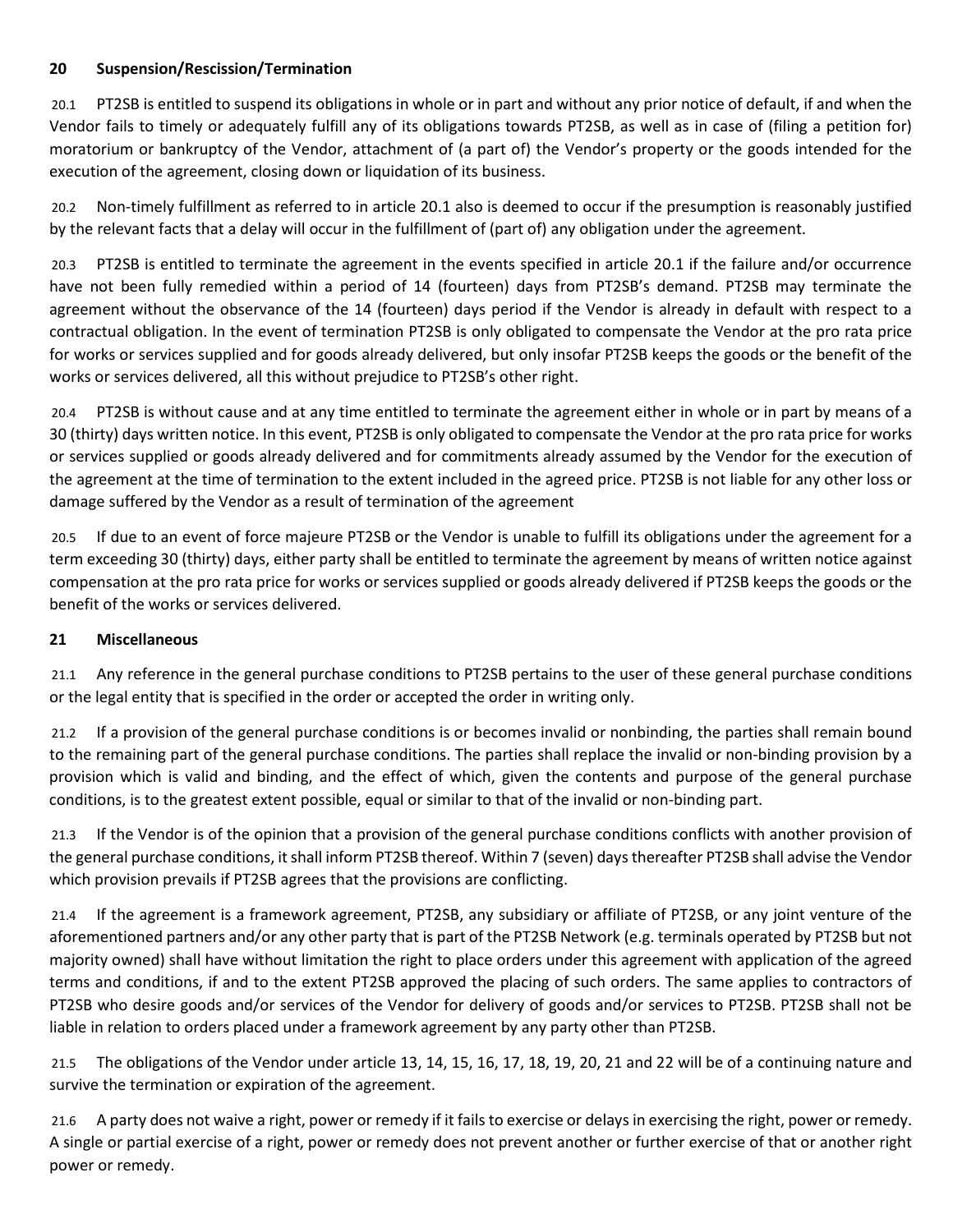## 20 Suspension/Rescission/Termination

20.1 PT2SB is entitled to suspend its obligations in whole or in part and without any prior notice of default, if and when the Vendor fails to timely or adequately fulfill any of its obligations towards PT2SB, as well as in case of (filing a petition for) moratorium or bankruptcy of the Vendor, attachment of (a part of) the Vendor's property or the goods intended for the execution of the agreement, closing down or liquidation of its business.

20.2 Non-timely fulfillment as referred to in article 20.1 also is deemed to occur if the presumption is reasonably justified by the relevant facts that a delay will occur in the fulfillment of (part of) any obligation under the agreement.

20.3 PT2SB is entitled to terminate the agreement in the events specified in article 20.1 if the failure and/or occurrence have not been fully remedied within a period of 14 (fourteen) days from PT2SB's demand. PT2SB may terminate the agreement without the observance of the 14 (fourteen) days period if the Vendor is already in default with respect to a contractual obligation. In the event of termination PT2SB is only obligated to compensate the Vendor at the pro rata price for works or services supplied and for goods already delivered, but only insofar PT2SB keeps the goods or the benefit of the works or services delivered, all this without prejudice to PT2SB's other right.

20.4 PT2SB is without cause and at any time entitled to terminate the agreement either in whole or in part by means of a 30 (thirty) days written notice. In this event, PT2SB is only obligated to compensate the Vendor at the pro rata price for works or services supplied or goods already delivered and for commitments already assumed by the Vendor for the execution of the agreement at the time of termination to the extent included in the agreed price. PT2SB is not liable for any other loss or damage suffered by the Vendor as a result of termination of the agreement

20.5 If due to an event of force majeure PT2SB or the Vendor is unable to fulfill its obligations under the agreement for a term exceeding 30 (thirty) days, either party shall be entitled to terminate the agreement by means of written notice against compensation at the pro rata price for works or services supplied or goods already delivered if PT2SB keeps the goods or the benefit of the works or services delivered.

## 21 Miscellaneous

21.1 Any reference in the general purchase conditions to PT2SB pertains to the user of these general purchase conditions or the legal entity that is specified in the order or accepted the order in writing only.

21.2 If a provision of the general purchase conditions is or becomes invalid or nonbinding, the parties shall remain bound to the remaining part of the general purchase conditions. The parties shall replace the invalid or non-binding provision by a provision which is valid and binding, and the effect of which, given the contents and purpose of the general purchase conditions, is to the greatest extent possible, equal or similar to that of the invalid or non-binding part.

21.3 If the Vendor is of the opinion that a provision of the general purchase conditions conflicts with another provision of the general purchase conditions, it shall inform PT2SB thereof. Within 7 (seven) days thereafter PT2SB shall advise the Vendor which provision prevails if PT2SB agrees that the provisions are conflicting.

21.4 If the agreement is a framework agreement, PT2SB, any subsidiary or affiliate of PT2SB, or any joint venture of the aforementioned partners and/or any other party that is part of the PT2SB Network (e.g. terminals operated by PT2SB but not majority owned) shall have without limitation the right to place orders under this agreement with application of the agreed terms and conditions, if and to the extent PT2SB approved the placing of such orders. The same applies to contractors of PT2SB who desire goods and/or services of the Vendor for delivery of goods and/or services to PT2SB. PT2SB shall not be liable in relation to orders placed under a framework agreement by any party other than PT2SB.

21.5 The obligations of the Vendor under article 13, 14, 15, 16, 17, 18, 19, 20, 21 and 22 will be of a continuing nature and survive the termination or expiration of the agreement.

21.6 A party does not waive a right, power or remedy if it fails to exercise or delays in exercising the right, power or remedy. A single or partial exercise of a right, power or remedy does not prevent another or further exercise of that or another right power or remedy.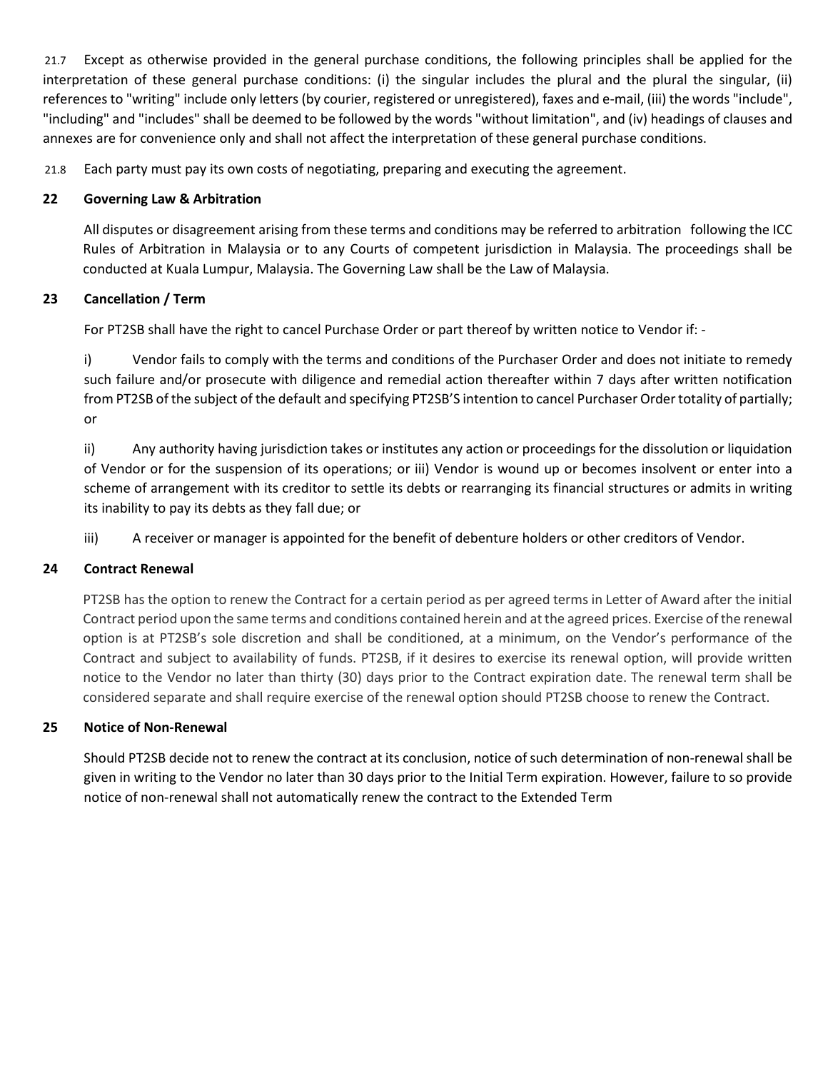21.7 Except as otherwise provided in the general purchase conditions, the following principles shall be applied for the interpretation of these general purchase conditions: (i) the singular includes the plural and the plural the singular, (ii) references to "writing" include only letters (by courier, registered or unregistered), faxes and e-mail, (iii) the words "include", "including" and "includes" shall be deemed to be followed by the words "without limitation", and (iv) headings of clauses and annexes are for convenience only and shall not affect the interpretation of these general purchase conditions.

21.8 Each party must pay its own costs of negotiating, preparing and executing the agreement.

## 22 Governing Law & Arbitration

All disputes or disagreement arising from these terms and conditions may be referred to arbitration following the ICC Rules of Arbitration in Malaysia or to any Courts of competent jurisdiction in Malaysia. The proceedings shall be conducted at Kuala Lumpur, Malaysia. The Governing Law shall be the Law of Malaysia.

## 23 Cancellation / Term

For PT2SB shall have the right to cancel Purchase Order or part thereof by written notice to Vendor if: -

i) Vendor fails to comply with the terms and conditions of the Purchaser Order and does not initiate to remedy such failure and/or prosecute with diligence and remedial action thereafter within 7 days after written notification from PT2SB of the subject of the default and specifying PT2SB'S intention to cancel Purchaser Order totality of partially; or

ii) Any authority having jurisdiction takes or institutes any action or proceedings for the dissolution or liquidation of Vendor or for the suspension of its operations; or iii) Vendor is wound up or becomes insolvent or enter into a scheme of arrangement with its creditor to settle its debts or rearranging its financial structures or admits in writing its inability to pay its debts as they fall due; or

iii) A receiver or manager is appointed for the benefit of debenture holders or other creditors of Vendor.

## 24 Contract Renewal

PT2SB has the option to renew the Contract for a certain period as per agreed terms in Letter of Award after the initial Contract period upon the same terms and conditions contained herein and at the agreed prices. Exercise of the renewal option is at PT2SB's sole discretion and shall be conditioned, at a minimum, on the Vendor's performance of the Contract and subject to availability of funds. PT2SB, if it desires to exercise its renewal option, will provide written notice to the Vendor no later than thirty (30) days prior to the Contract expiration date. The renewal term shall be considered separate and shall require exercise of the renewal option should PT2SB choose to renew the Contract.

## 25 Notice of Non-Renewal

Should PT2SB decide not to renew the contract at its conclusion, notice of such determination of non-renewal shall be given in writing to the Vendor no later than 30 days prior to the Initial Term expiration. However, failure to so provide notice of non-renewal shall not automatically renew the contract to the Extended Term